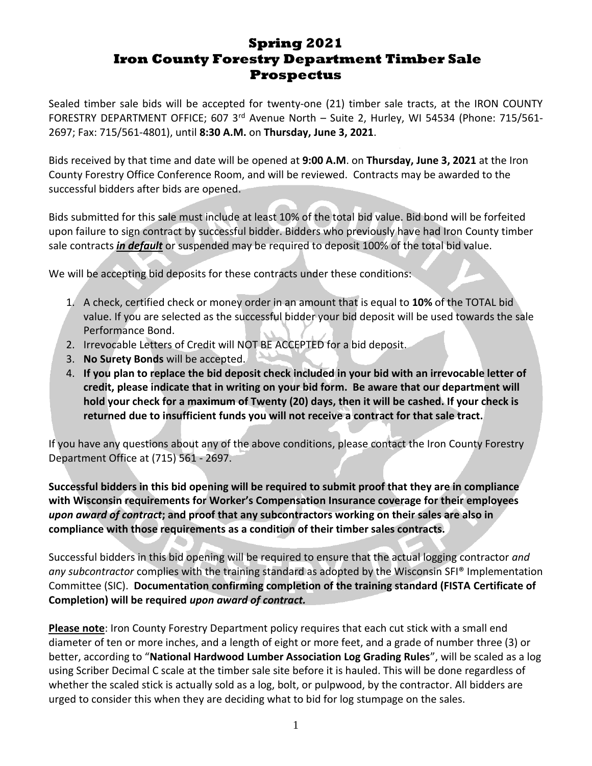# Spring 2021
# Iron County Forestry Department Timber Sale Prospectus

Sealed timber sale bids will be accepted for twenty-one (21) timber sale tracts, at the IRON COUNTY FORESTRY DEPARTMENT OFFICE; 607 3rd Avenue North – Suite 2, Hurley, WI 54534 (Phone: 715/561-2697; Fax: 715/561-4801), until **8:30 A.M.** on **Thursday, June 3, 2021**.

Bids received by that time and date will be opened at **9:00 A.M**. on **Thursday, June 3, 2021** at the Iron County Forestry Office Conference Room, and will be reviewed. Contracts may be awarded to the successful bidders after bids are opened.

Bids submitted for this sale must include at least 10% of the total bid value. Bid bond will be forfeited upon failure to sign contract by successful bidder. Bidders who previously have had Iron County timber sale contracts ***in default*** or suspended may be required to deposit 100% of the total bid value.

We will be accepting bid deposits for these contracts under these conditions:

1. A check, certified check or money order in an amount that is equal to **10%** of the TOTAL bid value. If you are selected as the successful bidder your bid deposit will be used towards the sale Performance Bond.
2. Irrevocable Letters of Credit will NOT BE ACCEPTED for a bid deposit.
3. **No Surety Bonds** will be accepted.
4. **If you plan to replace the bid deposit check included in your bid with an irrevocable letter of credit, please indicate that in writing on your bid form. Be aware that our department will hold your check for a maximum of Twenty (20) days, then it will be cashed. If your check is returned due to insufficient funds you will not receive a contract for that sale tract.**

If you have any questions about any of the above conditions, please contact the Iron County Forestry Department Office at (715) 561 - 2697.

**Successful bidders in this bid opening will be required to submit proof that they are in compliance with Wisconsin requirements for Worker's Compensation Insurance coverage for their employees *upon award of contract*; and proof that any subcontractors working on their sales are also in compliance with those requirements as a condition of their timber sales contracts.**

Successful bidders in this bid opening will be required to ensure that the actual logging contractor *and any subcontractor* complies with the training standard as adopted by the Wisconsin SFI® Implementation Committee (SIC). **Documentation confirming completion of the training standard (FISTA Certificate of Completion) will be required *upon award of contract.***

**Please note**: Iron County Forestry Department policy requires that each cut stick with a small end diameter of ten or more inches, and a length of eight or more feet, and a grade of number three (3) or better, according to "**National Hardwood Lumber Association Log Grading Rules**", will be scaled as a log using Scriber Decimal C scale at the timber sale site before it is hauled. This will be done regardless of whether the scaled stick is actually sold as a log, bolt, or pulpwood, by the contractor. All bidders are urged to consider this when they are deciding what to bid for log stumpage on the sales.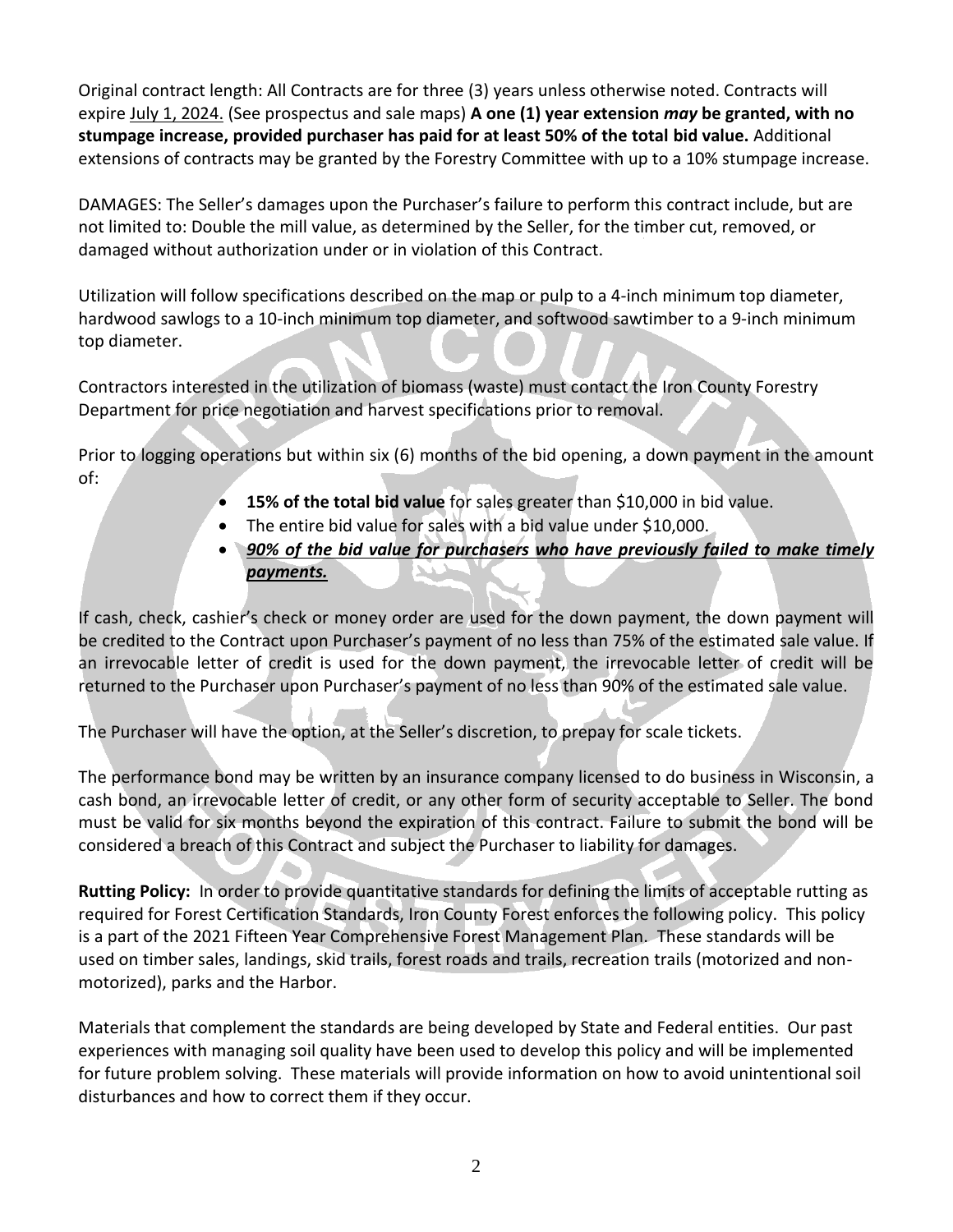Original contract length: All Contracts are for three (3) years unless otherwise noted. Contracts will expire July 1, 2024. (See prospectus and sale maps) **A one (1) year extension *may* be granted, with no stumpage increase, provided purchaser has paid for at least 50% of the total bid value.** Additional extensions of contracts may be granted by the Forestry Committee with up to a 10% stumpage increase.

DAMAGES: The Seller's damages upon the Purchaser's failure to perform this contract include, but are not limited to: Double the mill value, as determined by the Seller, for the timber cut, removed, or damaged without authorization under or in violation of this Contract.

Utilization will follow specifications described on the map or pulp to a 4-inch minimum top diameter, hardwood sawlogs to a 10-inch minimum top diameter, and softwood sawtimber to a 9-inch minimum top diameter.

Contractors interested in the utilization of biomass (waste) must contact the Iron County Forestry Department for price negotiation and harvest specifications prior to removal.

Prior to logging operations but within six (6) months of the bid opening, a down payment in the amount of:

- **15% of the total bid value** for sales greater than $10,000 in bid value.
- The entire bid value for sales with a bid value under $10,000.
- ***90% of the bid value for purchasers who have previously failed to make timely payments.***

If cash, check, cashier's check or money order are used for the down payment, the down payment will be credited to the Contract upon Purchaser's payment of no less than 75% of the estimated sale value. If an irrevocable letter of credit is used for the down payment, the irrevocable letter of credit will be returned to the Purchaser upon Purchaser's payment of no less than 90% of the estimated sale value.

The Purchaser will have the option, at the Seller's discretion, to prepay for scale tickets.

The performance bond may be written by an insurance company licensed to do business in Wisconsin, a cash bond, an irrevocable letter of credit, or any other form of security acceptable to Seller. The bond must be valid for six months beyond the expiration of this contract. Failure to submit the bond will be considered a breach of this Contract and subject the Purchaser to liability for damages.

**Rutting Policy:** In order to provide quantitative standards for defining the limits of acceptable rutting as required for Forest Certification Standards, Iron County Forest enforces the following policy. This policy is a part of the 2021 Fifteen Year Comprehensive Forest Management Plan. These standards will be used on timber sales, landings, skid trails, forest roads and trails, recreation trails (motorized and non-motorized), parks and the Harbor.

Materials that complement the standards are being developed by State and Federal entities. Our past experiences with managing soil quality have been used to develop this policy and will be implemented for future problem solving. These materials will provide information on how to avoid unintentional soil disturbances and how to correct them if they occur.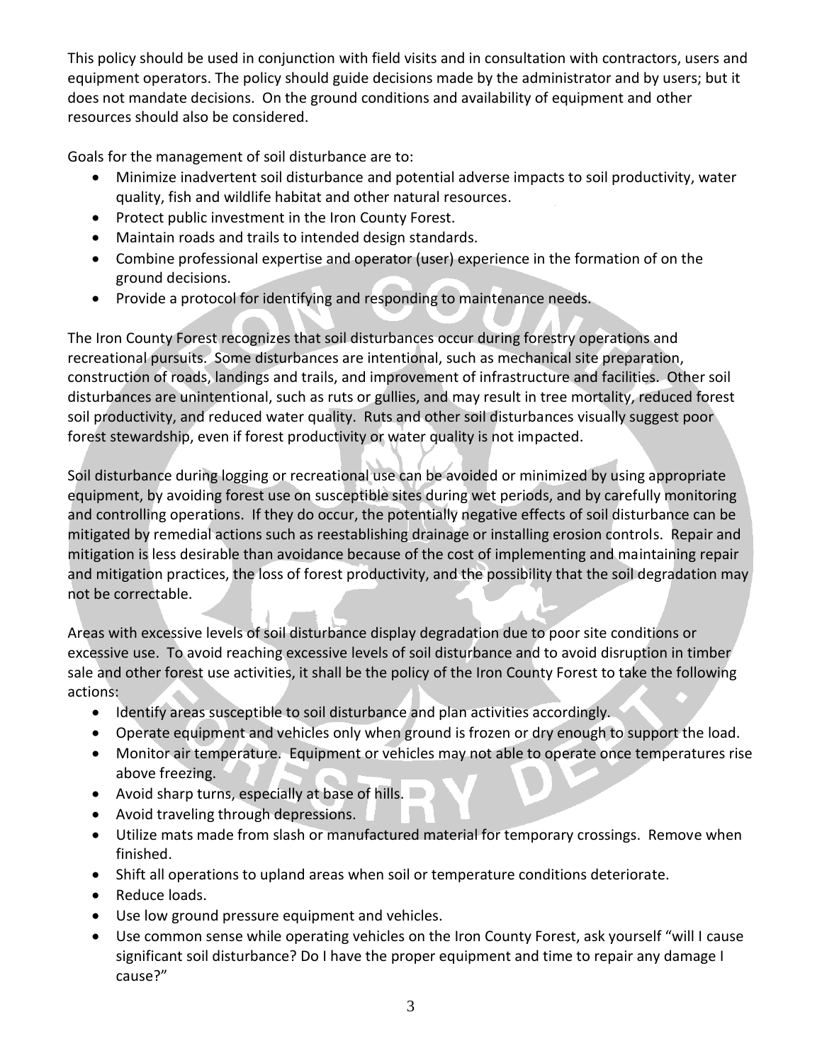This policy should be used in conjunction with field visits and in consultation with contractors, users and equipment operators. The policy should guide decisions made by the administrator and by users; but it does not mandate decisions. On the ground conditions and availability of equipment and other resources should also be considered.

Goals for the management of soil disturbance are to:

- Minimize inadvertent soil disturbance and potential adverse impacts to soil productivity, water quality, fish and wildlife habitat and other natural resources.
- Protect public investment in the Iron County Forest.
- Maintain roads and trails to intended design standards.
- Combine professional expertise and operator (user) experience in the formation of on the ground decisions.
- Provide a protocol for identifying and responding to maintenance needs.

The Iron County Forest recognizes that soil disturbances occur during forestry operations and recreational pursuits. Some disturbances are intentional, such as mechanical site preparation, construction of roads, landings and trails, and improvement of infrastructure and facilities. Other soil disturbances are unintentional, such as ruts or gullies, and may result in tree mortality, reduced forest soil productivity, and reduced water quality. Ruts and other soil disturbances visually suggest poor forest stewardship, even if forest productivity or water quality is not impacted.

Soil disturbance during logging or recreational use can be avoided or minimized by using appropriate equipment, by avoiding forest use on susceptible sites during wet periods, and by carefully monitoring and controlling operations. If they do occur, the potentially negative effects of soil disturbance can be mitigated by remedial actions such as reestablishing drainage or installing erosion controls. Repair and mitigation is less desirable than avoidance because of the cost of implementing and maintaining repair and mitigation practices, the loss of forest productivity, and the possibility that the soil degradation may not be correctable.

Areas with excessive levels of soil disturbance display degradation due to poor site conditions or excessive use. To avoid reaching excessive levels of soil disturbance and to avoid disruption in timber sale and other forest use activities, it shall be the policy of the Iron County Forest to take the following actions:

- Identify areas susceptible to soil disturbance and plan activities accordingly.
- Operate equipment and vehicles only when ground is frozen or dry enough to support the load.
- Monitor air temperature. Equipment or vehicles may not able to operate once temperatures rise above freezing.
- Avoid sharp turns, especially at base of hills.
- Avoid traveling through depressions.
- Utilize mats made from slash or manufactured material for temporary crossings. Remove when finished.
- Shift all operations to upland areas when soil or temperature conditions deteriorate.
- Reduce loads.
- Use low ground pressure equipment and vehicles.
- Use common sense while operating vehicles on the Iron County Forest, ask yourself "will I cause significant soil disturbance? Do I have the proper equipment and time to repair any damage I cause?"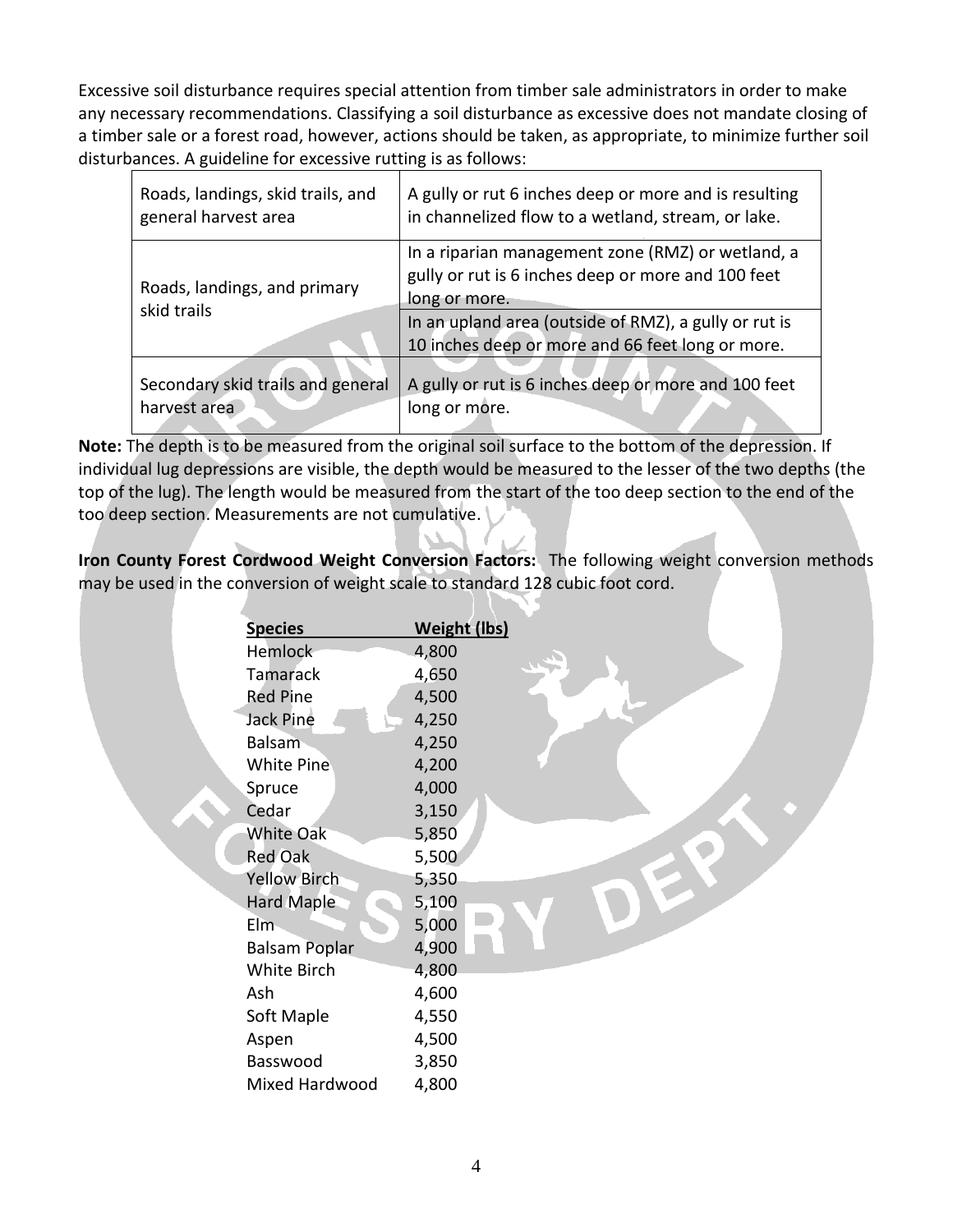Excessive soil disturbance requires special attention from timber sale administrators in order to make any necessary recommendations. Classifying a soil disturbance as excessive does not mandate closing of a timber sale or a forest road, however, actions should be taken, as appropriate, to minimize further soil disturbances. A guideline for excessive rutting is as follows:

| | |
|---|---|
| Roads, landings, skid trails, and general harvest area | A gully or rut 6 inches deep or more and is resulting in channelized flow to a wetland, stream, or lake. |
| Roads, landings, and primary skid trails | In a riparian management zone (RMZ) or wetland, a gully or rut is 6 inches deep or more and 100 feet long or more. |
| | In an upland area (outside of RMZ), a gully or rut is 10 inches deep or more and 66 feet long or more. |
| Secondary skid trails and general harvest area | A gully or rut is 6 inches deep or more and 100 feet long or more. |

**Note:** The depth is to be measured from the original soil surface to the bottom of the depression. If individual lug depressions are visible, the depth would be measured to the lesser of the two depths (the top of the lug). The length would be measured from the start of the too deep section to the end of the too deep section. Measurements are not cumulative.

**Iron County Forest Cordwood Weight Conversion Factors:** The following weight conversion methods may be used in the conversion of weight scale to standard 128 cubic foot cord.

| Species | Weight (lbs) |
|---|---|
| Hemlock | 4,800 |
| Tamarack | 4,650 |
| Red Pine | 4,500 |
| Jack Pine | 4,250 |
| Balsam | 4,250 |
| White Pine | 4,200 |
| Spruce | 4,000 |
| Cedar | 3,150 |
| White Oak | 5,850 |
| Red Oak | 5,500 |
| Yellow Birch | 5,350 |
| Hard Maple | 5,100 |
| Elm | 5,000 |
| Balsam Poplar | 4,900 |
| White Birch | 4,800 |
| Ash | 4,600 |
| Soft Maple | 4,550 |
| Aspen | 4,500 |
| Basswood | 3,850 |
| Mixed Hardwood | 4,800 |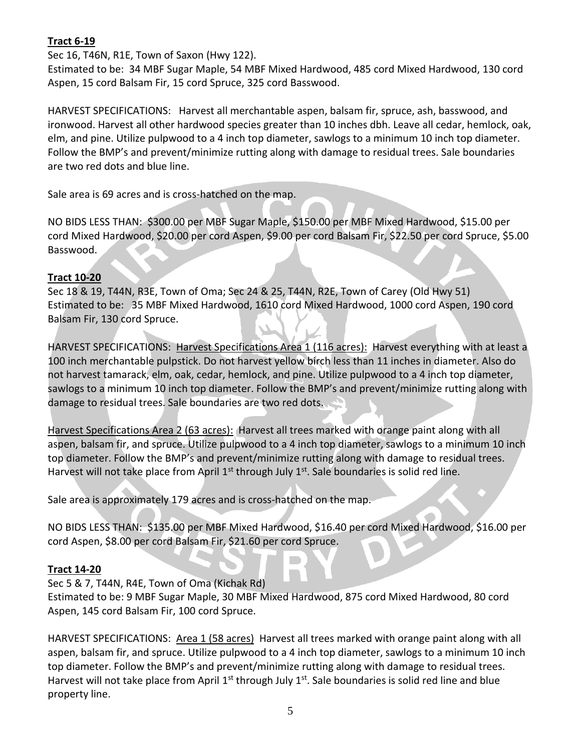**Tract 6-19**

Sec 16, T46N, R1E, Town of Saxon (Hwy 122).

Estimated to be: 34 MBF Sugar Maple, 54 MBF Mixed Hardwood, 485 cord Mixed Hardwood, 130 cord Aspen, 15 cord Balsam Fir, 15 cord Spruce, 325 cord Basswood.

HARVEST SPECIFICATIONS: Harvest all merchantable aspen, balsam fir, spruce, ash, basswood, and ironwood. Harvest all other hardwood species greater than 10 inches dbh. Leave all cedar, hemlock, oak, elm, and pine. Utilize pulpwood to a 4 inch top diameter, sawlogs to a minimum 10 inch top diameter. Follow the BMP's and prevent/minimize rutting along with damage to residual trees. Sale boundaries are two red dots and blue line.

Sale area is 69 acres and is cross-hatched on the map.

NO BIDS LESS THAN: $300.00 per MBF Sugar Maple, $150.00 per MBF Mixed Hardwood, $15.00 per cord Mixed Hardwood, $20.00 per cord Aspen, $9.00 per cord Balsam Fir, $22.50 per cord Spruce, $5.00 Basswood.

**Tract 10-20**

Sec 18 & 19, T44N, R3E, Town of Oma; Sec 24 & 25, T44N, R2E, Town of Carey (Old Hwy 51)

Estimated to be: 35 MBF Mixed Hardwood, 1610 cord Mixed Hardwood, 1000 cord Aspen, 190 cord Balsam Fir, 130 cord Spruce.

HARVEST SPECIFICATIONS: Harvest Specifications Area 1 (116 acres): Harvest everything with at least a 100 inch merchantable pulpstick. Do not harvest yellow birch less than 11 inches in diameter. Also do not harvest tamarack, elm, oak, cedar, hemlock, and pine. Utilize pulpwood to a 4 inch top diameter, sawlogs to a minimum 10 inch top diameter. Follow the BMP's and prevent/minimize rutting along with damage to residual trees. Sale boundaries are two red dots.

Harvest Specifications Area 2 (63 acres): Harvest all trees marked with orange paint along with all aspen, balsam fir, and spruce. Utilize pulpwood to a 4 inch top diameter, sawlogs to a minimum 10 inch top diameter. Follow the BMP's and prevent/minimize rutting along with damage to residual trees. Harvest will not take place from April 1st through July 1st. Sale boundaries is solid red line.

Sale area is approximately 179 acres and is cross-hatched on the map.

NO BIDS LESS THAN: $135.00 per MBF Mixed Hardwood, $16.40 per cord Mixed Hardwood, $16.00 per cord Aspen, $8.00 per cord Balsam Fir, $21.60 per cord Spruce.

**Tract 14-20**

Sec 5 & 7, T44N, R4E, Town of Oma (Kichak Rd)

Estimated to be: 9 MBF Sugar Maple, 30 MBF Mixed Hardwood, 875 cord Mixed Hardwood, 80 cord Aspen, 145 cord Balsam Fir, 100 cord Spruce.

HARVEST SPECIFICATIONS: Area 1 (58 acres) Harvest all trees marked with orange paint along with all aspen, balsam fir, and spruce. Utilize pulpwood to a 4 inch top diameter, sawlogs to a minimum 10 inch top diameter. Follow the BMP's and prevent/minimize rutting along with damage to residual trees. Harvest will not take place from April 1st through July 1st. Sale boundaries is solid red line and blue property line.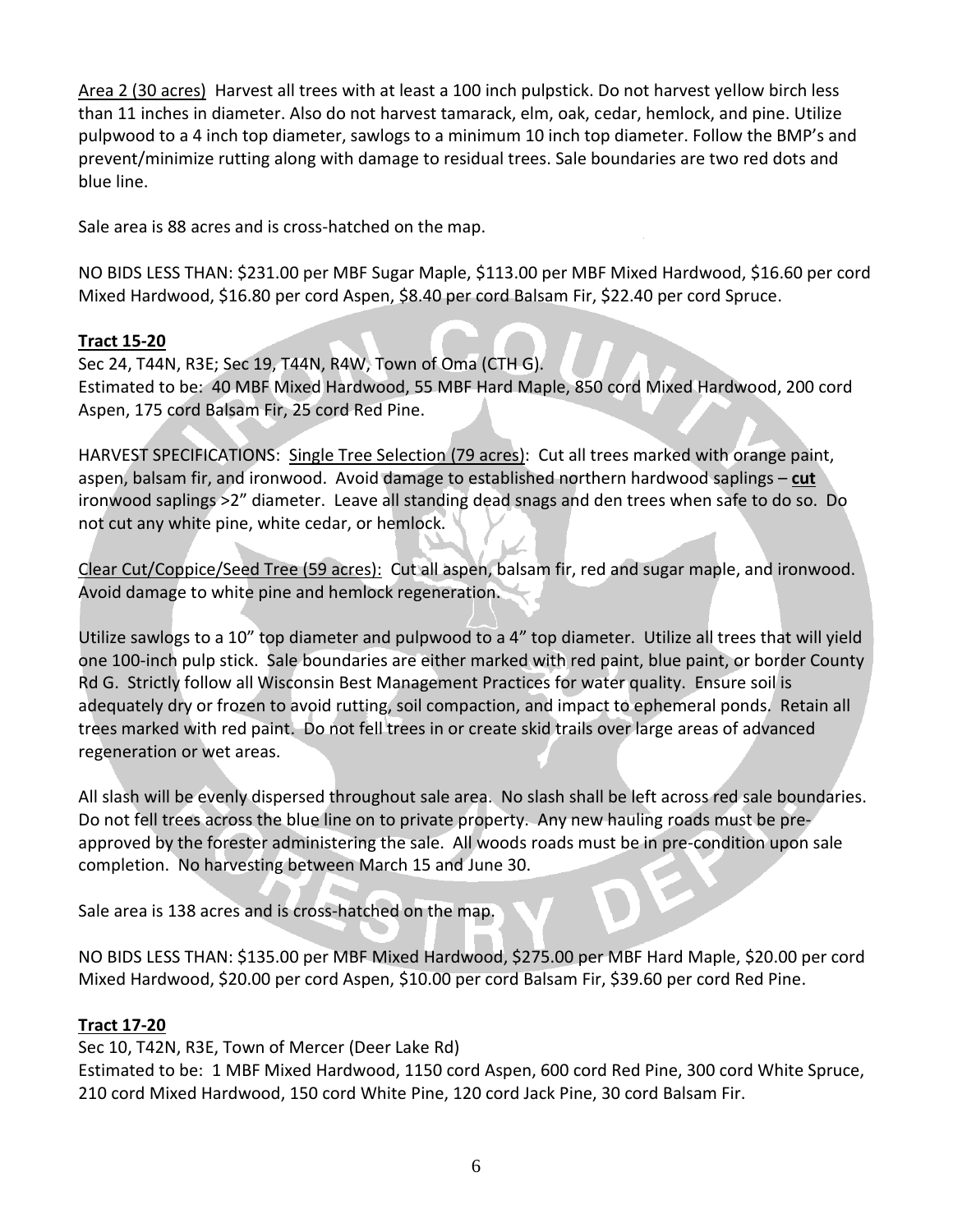Area 2 (30 acres) Harvest all trees with at least a 100 inch pulpstick. Do not harvest yellow birch less than 11 inches in diameter. Also do not harvest tamarack, elm, oak, cedar, hemlock, and pine. Utilize pulpwood to a 4 inch top diameter, sawlogs to a minimum 10 inch top diameter. Follow the BMP's and prevent/minimize rutting along with damage to residual trees. Sale boundaries are two red dots and blue line.

Sale area is 88 acres and is cross-hatched on the map.

NO BIDS LESS THAN: $231.00 per MBF Sugar Maple, $113.00 per MBF Mixed Hardwood, $16.60 per cord Mixed Hardwood, $16.80 per cord Aspen, $8.40 per cord Balsam Fir, $22.40 per cord Spruce.

**Tract 15-20**

Sec 24, T44N, R3E; Sec 19, T44N, R4W, Town of Oma (CTH G).
Estimated to be: 40 MBF Mixed Hardwood, 55 MBF Hard Maple, 850 cord Mixed Hardwood, 200 cord Aspen, 175 cord Balsam Fir, 25 cord Red Pine.

HARVEST SPECIFICATIONS: Single Tree Selection (79 acres): Cut all trees marked with orange paint, aspen, balsam fir, and ironwood. Avoid damage to established northern hardwood saplings – **cut** ironwood saplings >2" diameter. Leave all standing dead snags and den trees when safe to do so. Do not cut any white pine, white cedar, or hemlock.

Clear Cut/Coppice/Seed Tree (59 acres): Cut all aspen, balsam fir, red and sugar maple, and ironwood. Avoid damage to white pine and hemlock regeneration.

Utilize sawlogs to a 10" top diameter and pulpwood to a 4" top diameter. Utilize all trees that will yield one 100-inch pulp stick. Sale boundaries are either marked with red paint, blue paint, or border County Rd G. Strictly follow all Wisconsin Best Management Practices for water quality. Ensure soil is adequately dry or frozen to avoid rutting, soil compaction, and impact to ephemeral ponds. Retain all trees marked with red paint. Do not fell trees in or create skid trails over large areas of advanced regeneration or wet areas.

All slash will be evenly dispersed throughout sale area. No slash shall be left across red sale boundaries. Do not fell trees across the blue line on to private property. Any new hauling roads must be pre-approved by the forester administering the sale. All woods roads must be in pre-condition upon sale completion. No harvesting between March 15 and June 30.

Sale area is 138 acres and is cross-hatched on the map.

NO BIDS LESS THAN: $135.00 per MBF Mixed Hardwood, $275.00 per MBF Hard Maple, $20.00 per cord Mixed Hardwood, $20.00 per cord Aspen, $10.00 per cord Balsam Fir, $39.60 per cord Red Pine.

**Tract 17-20**

Sec 10, T42N, R3E, Town of Mercer (Deer Lake Rd)
Estimated to be: 1 MBF Mixed Hardwood, 1150 cord Aspen, 600 cord Red Pine, 300 cord White Spruce, 210 cord Mixed Hardwood, 150 cord White Pine, 120 cord Jack Pine, 30 cord Balsam Fir.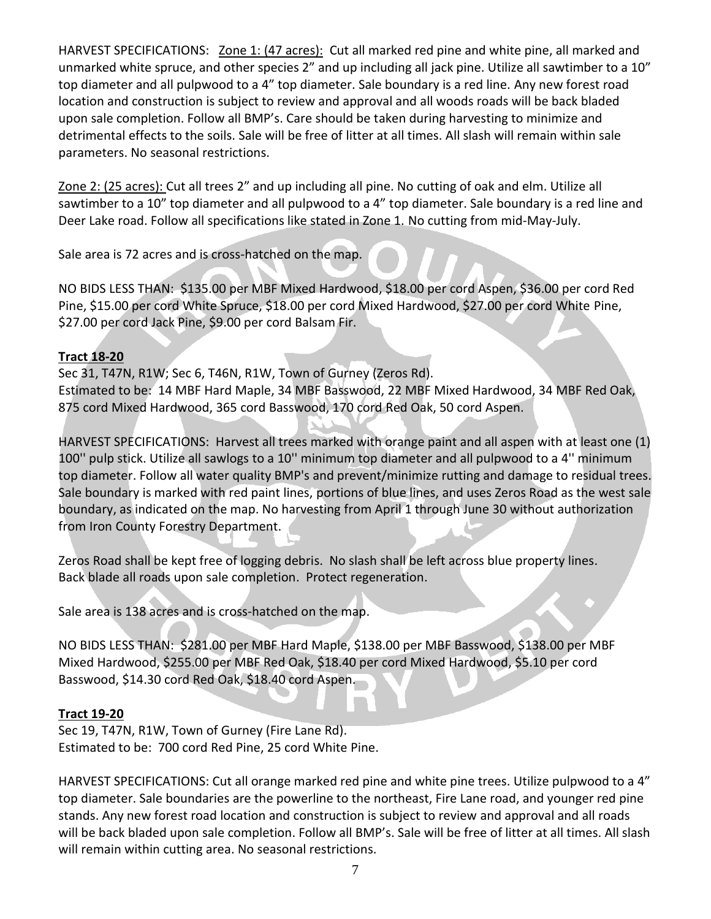HARVEST SPECIFICATIONS: Zone 1: (47 acres): Cut all marked red pine and white pine, all marked and unmarked white spruce, and other species 2" and up including all jack pine. Utilize all sawtimber to a 10" top diameter and all pulpwood to a 4" top diameter. Sale boundary is a red line. Any new forest road location and construction is subject to review and approval and all woods roads will be back bladed upon sale completion. Follow all BMP's. Care should be taken during harvesting to minimize and detrimental effects to the soils. Sale will be free of litter at all times. All slash will remain within sale parameters. No seasonal restrictions.

Zone 2: (25 acres): Cut all trees 2" and up including all pine. No cutting of oak and elm. Utilize all sawtimber to a 10" top diameter and all pulpwood to a 4" top diameter. Sale boundary is a red line and Deer Lake road. Follow all specifications like stated in Zone 1. No cutting from mid-May-July.

Sale area is 72 acres and is cross-hatched on the map.

NO BIDS LESS THAN: $135.00 per MBF Mixed Hardwood, $18.00 per cord Aspen, $36.00 per cord Red Pine, $15.00 per cord White Spruce, $18.00 per cord Mixed Hardwood, $27.00 per cord White Pine, $27.00 per cord Jack Pine, $9.00 per cord Balsam Fir.

**Tract 18-20**

Sec 31, T47N, R1W; Sec 6, T46N, R1W, Town of Gurney (Zeros Rd).
Estimated to be: 14 MBF Hard Maple, 34 MBF Basswood, 22 MBF Mixed Hardwood, 34 MBF Red Oak, 875 cord Mixed Hardwood, 365 cord Basswood, 170 cord Red Oak, 50 cord Aspen.

HARVEST SPECIFICATIONS: Harvest all trees marked with orange paint and all aspen with at least one (1) 100'' pulp stick. Utilize all sawlogs to a 10'' minimum top diameter and all pulpwood to a 4'' minimum top diameter. Follow all water quality BMP's and prevent/minimize rutting and damage to residual trees. Sale boundary is marked with red paint lines, portions of blue lines, and uses Zeros Road as the west sale boundary, as indicated on the map. No harvesting from April 1 through June 30 without authorization from Iron County Forestry Department.

Zeros Road shall be kept free of logging debris. No slash shall be left across blue property lines.
Back blade all roads upon sale completion. Protect regeneration.

Sale area is 138 acres and is cross-hatched on the map.

NO BIDS LESS THAN: $281.00 per MBF Hard Maple, $138.00 per MBF Basswood, $138.00 per MBF Mixed Hardwood, $255.00 per MBF Red Oak, $18.40 per cord Mixed Hardwood, $5.10 per cord Basswood, $14.30 cord Red Oak, $18.40 cord Aspen.

**Tract 19-20**

Sec 19, T47N, R1W, Town of Gurney (Fire Lane Rd).
Estimated to be: 700 cord Red Pine, 25 cord White Pine.

HARVEST SPECIFICATIONS: Cut all orange marked red pine and white pine trees. Utilize pulpwood to a 4" top diameter. Sale boundaries are the powerline to the northeast, Fire Lane road, and younger red pine stands. Any new forest road location and construction is subject to review and approval and all roads will be back bladed upon sale completion. Follow all BMP's. Sale will be free of litter at all times. All slash will remain within cutting area. No seasonal restrictions.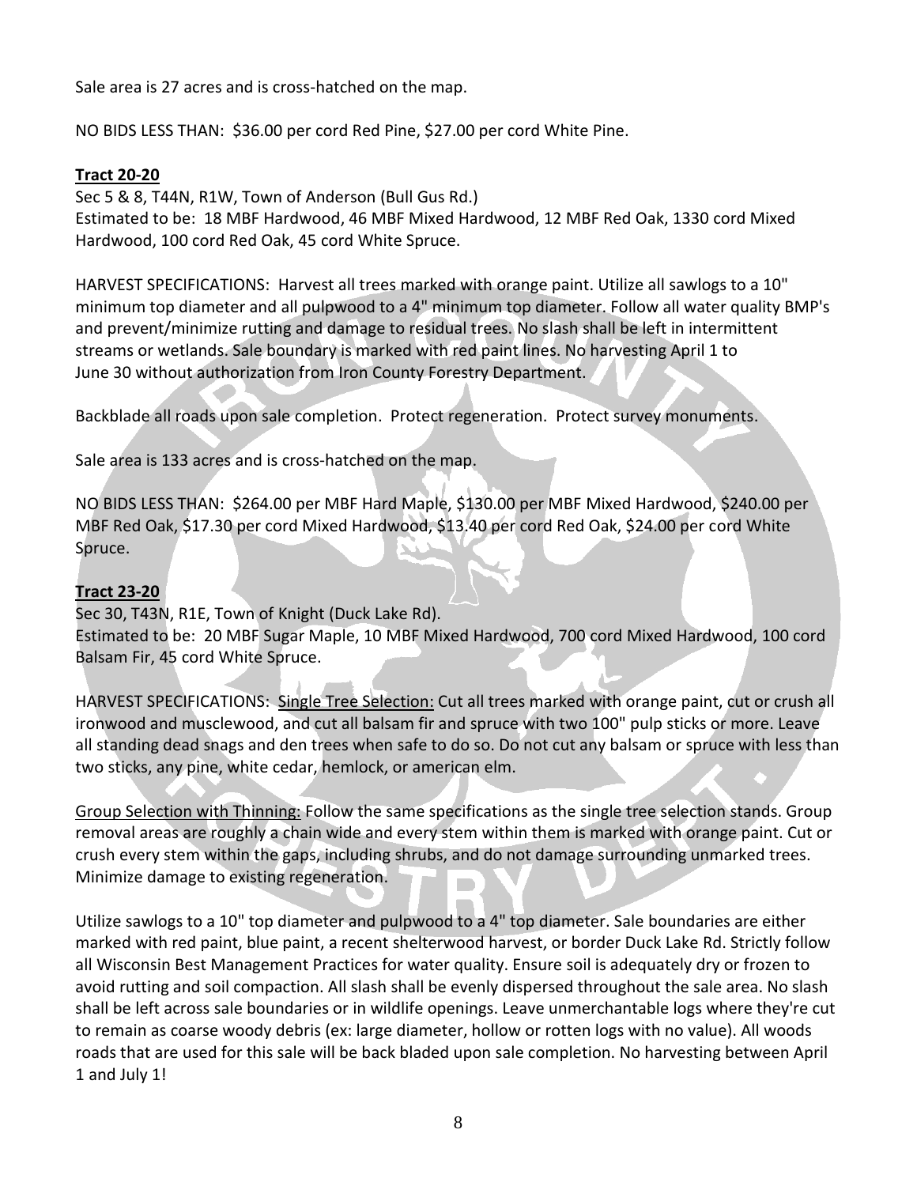Sale area is 27 acres and is cross-hatched on the map.

NO BIDS LESS THAN: $36.00 per cord Red Pine, $27.00 per cord White Pine.

### Tract 20-20

Sec 5 & 8, T44N, R1W, Town of Anderson (Bull Gus Rd.)
Estimated to be: 18 MBF Hardwood, 46 MBF Mixed Hardwood, 12 MBF Red Oak, 1330 cord Mixed Hardwood, 100 cord Red Oak, 45 cord White Spruce.

HARVEST SPECIFICATIONS: Harvest all trees marked with orange paint. Utilize all sawlogs to a 10" minimum top diameter and all pulpwood to a 4" minimum top diameter. Follow all water quality BMP's and prevent/minimize rutting and damage to residual trees. No slash shall be left in intermittent streams or wetlands. Sale boundary is marked with red paint lines. No harvesting April 1 to June 30 without authorization from Iron County Forestry Department.

Backblade all roads upon sale completion. Protect regeneration. Protect survey monuments.

Sale area is 133 acres and is cross-hatched on the map.

NO BIDS LESS THAN: $264.00 per MBF Hard Maple, $130.00 per MBF Mixed Hardwood, $240.00 per MBF Red Oak, $17.30 per cord Mixed Hardwood, $13.40 per cord Red Oak, $24.00 per cord White Spruce.

### Tract 23-20

Sec 30, T43N, R1E, Town of Knight (Duck Lake Rd).
Estimated to be: 20 MBF Sugar Maple, 10 MBF Mixed Hardwood, 700 cord Mixed Hardwood, 100 cord Balsam Fir, 45 cord White Spruce.

HARVEST SPECIFICATIONS: Single Tree Selection: Cut all trees marked with orange paint, cut or crush all ironwood and musclewood, and cut all balsam fir and spruce with two 100" pulp sticks or more. Leave all standing dead snags and den trees when safe to do so. Do not cut any balsam or spruce with less than two sticks, any pine, white cedar, hemlock, or american elm.

Group Selection with Thinning: Follow the same specifications as the single tree selection stands. Group removal areas are roughly a chain wide and every stem within them is marked with orange paint. Cut or crush every stem within the gaps, including shrubs, and do not damage surrounding unmarked trees. Minimize damage to existing regeneration.

Utilize sawlogs to a 10" top diameter and pulpwood to a 4" top diameter. Sale boundaries are either marked with red paint, blue paint, a recent shelterwood harvest, or border Duck Lake Rd. Strictly follow all Wisconsin Best Management Practices for water quality. Ensure soil is adequately dry or frozen to avoid rutting and soil compaction. All slash shall be evenly dispersed throughout the sale area. No slash shall be left across sale boundaries or in wildlife openings. Leave unmerchantable logs where they're cut to remain as coarse woody debris (ex: large diameter, hollow or rotten logs with no value). All woods roads that are used for this sale will be back bladed upon sale completion. No harvesting between April 1 and July 1!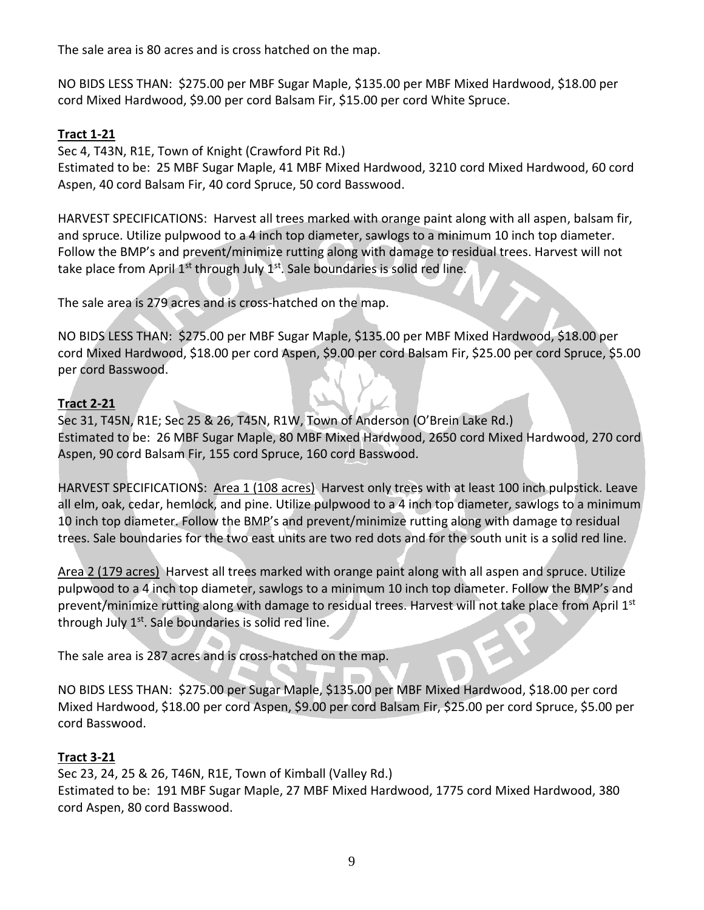The sale area is 80 acres and is cross hatched on the map.

NO BIDS LESS THAN: $275.00 per MBF Sugar Maple, $135.00 per MBF Mixed Hardwood, $18.00 per cord Mixed Hardwood, $9.00 per cord Balsam Fir, $15.00 per cord White Spruce.

**Tract 1-21**

Sec 4, T43N, R1E, Town of Knight (Crawford Pit Rd.)
Estimated to be: 25 MBF Sugar Maple, 41 MBF Mixed Hardwood, 3210 cord Mixed Hardwood, 60 cord Aspen, 40 cord Balsam Fir, 40 cord Spruce, 50 cord Basswood.

HARVEST SPECIFICATIONS: Harvest all trees marked with orange paint along with all aspen, balsam fir, and spruce. Utilize pulpwood to a 4 inch top diameter, sawlogs to a minimum 10 inch top diameter. Follow the BMP's and prevent/minimize rutting along with damage to residual trees. Harvest will not take place from April 1st through July 1st. Sale boundaries is solid red line.

The sale area is 279 acres and is cross-hatched on the map.

NO BIDS LESS THAN: $275.00 per MBF Sugar Maple, $135.00 per MBF Mixed Hardwood, $18.00 per cord Mixed Hardwood, $18.00 per cord Aspen, $9.00 per cord Balsam Fir, $25.00 per cord Spruce, $5.00 per cord Basswood.

**Tract 2-21**

Sec 31, T45N, R1E; Sec 25 & 26, T45N, R1W, Town of Anderson (O'Brein Lake Rd.)
Estimated to be: 26 MBF Sugar Maple, 80 MBF Mixed Hardwood, 2650 cord Mixed Hardwood, 270 cord Aspen, 90 cord Balsam Fir, 155 cord Spruce, 160 cord Basswood.

HARVEST SPECIFICATIONS: Area 1 (108 acres) Harvest only trees with at least 100 inch pulpstick. Leave all elm, oak, cedar, hemlock, and pine. Utilize pulpwood to a 4 inch top diameter, sawlogs to a minimum 10 inch top diameter. Follow the BMP's and prevent/minimize rutting along with damage to residual trees. Sale boundaries for the two east units are two red dots and for the south unit is a solid red line.

Area 2 (179 acres) Harvest all trees marked with orange paint along with all aspen and spruce. Utilize pulpwood to a 4 inch top diameter, sawlogs to a minimum 10 inch top diameter. Follow the BMP's and prevent/minimize rutting along with damage to residual trees. Harvest will not take place from April 1st through July 1st. Sale boundaries is solid red line.

The sale area is 287 acres and is cross-hatched on the map.

NO BIDS LESS THAN: $275.00 per Sugar Maple, $135.00 per MBF Mixed Hardwood, $18.00 per cord Mixed Hardwood, $18.00 per cord Aspen, $9.00 per cord Balsam Fir, $25.00 per cord Spruce, $5.00 per cord Basswood.

**Tract 3-21**

Sec 23, 24, 25 & 26, T46N, R1E, Town of Kimball (Valley Rd.)
Estimated to be: 191 MBF Sugar Maple, 27 MBF Mixed Hardwood, 1775 cord Mixed Hardwood, 380 cord Aspen, 80 cord Basswood.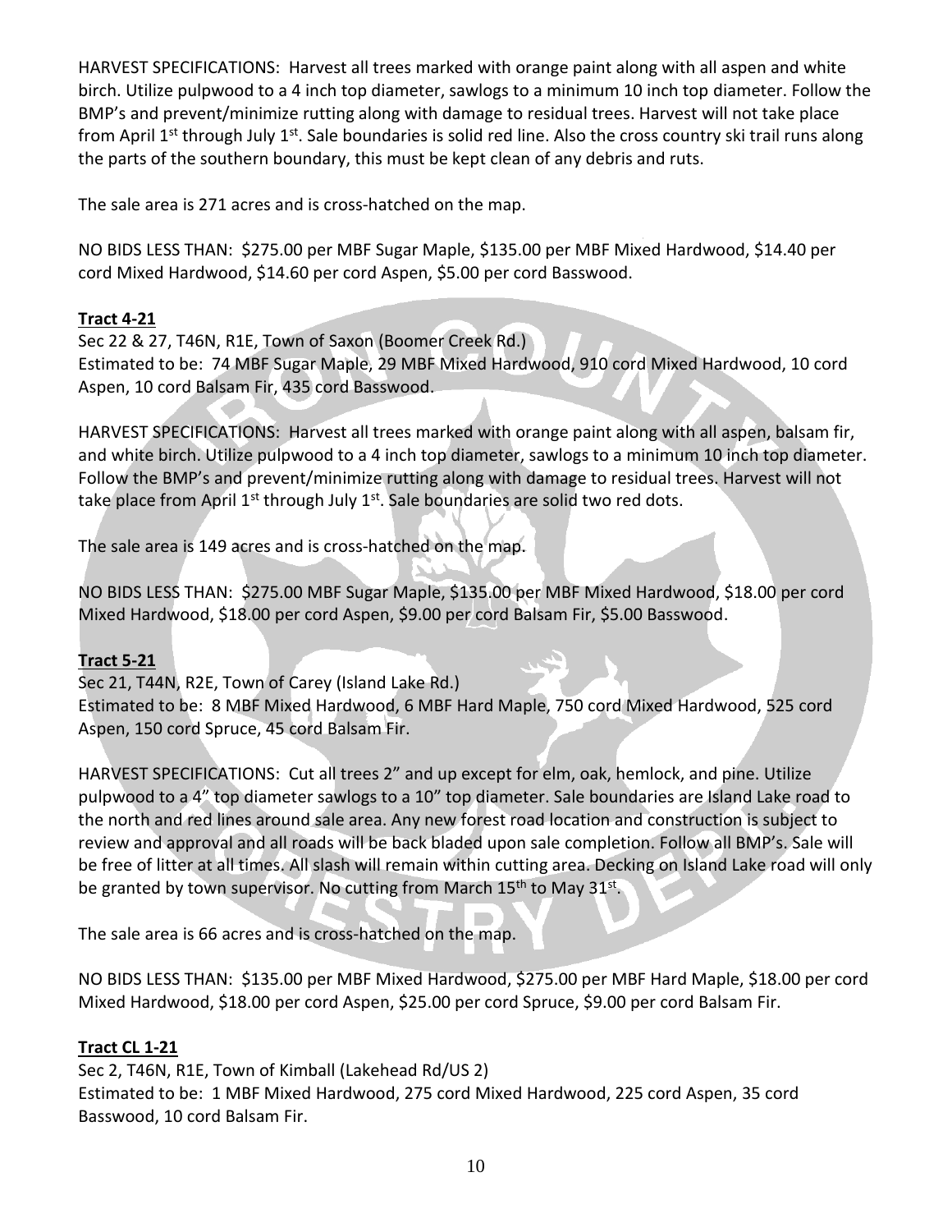HARVEST SPECIFICATIONS: Harvest all trees marked with orange paint along with all aspen and white birch. Utilize pulpwood to a 4 inch top diameter, sawlogs to a minimum 10 inch top diameter. Follow the BMP's and prevent/minimize rutting along with damage to residual trees. Harvest will not take place from April 1st through July 1st. Sale boundaries is solid red line. Also the cross country ski trail runs along the parts of the southern boundary, this must be kept clean of any debris and ruts.

The sale area is 271 acres and is cross-hatched on the map.

NO BIDS LESS THAN: $275.00 per MBF Sugar Maple, $135.00 per MBF Mixed Hardwood, $14.40 per cord Mixed Hardwood, $14.60 per cord Aspen, $5.00 per cord Basswood.

**Tract 4-21**

Sec 22 & 27, T46N, R1E, Town of Saxon (Boomer Creek Rd.)
Estimated to be: 74 MBF Sugar Maple, 29 MBF Mixed Hardwood, 910 cord Mixed Hardwood, 10 cord Aspen, 10 cord Balsam Fir, 435 cord Basswood.

HARVEST SPECIFICATIONS: Harvest all trees marked with orange paint along with all aspen, balsam fir, and white birch. Utilize pulpwood to a 4 inch top diameter, sawlogs to a minimum 10 inch top diameter. Follow the BMP's and prevent/minimize rutting along with damage to residual trees. Harvest will not take place from April 1st through July 1st. Sale boundaries are solid two red dots.

The sale area is 149 acres and is cross-hatched on the map.

NO BIDS LESS THAN: $275.00 MBF Sugar Maple, $135.00 per MBF Mixed Hardwood, $18.00 per cord Mixed Hardwood, $18.00 per cord Aspen, $9.00 per cord Balsam Fir, $5.00 Basswood.

**Tract 5-21**

Sec 21, T44N, R2E, Town of Carey (Island Lake Rd.)
Estimated to be: 8 MBF Mixed Hardwood, 6 MBF Hard Maple, 750 cord Mixed Hardwood, 525 cord Aspen, 150 cord Spruce, 45 cord Balsam Fir.

HARVEST SPECIFICATIONS: Cut all trees 2" and up except for elm, oak, hemlock, and pine. Utilize pulpwood to a 4" top diameter sawlogs to a 10" top diameter. Sale boundaries are Island Lake road to the north and red lines around sale area. Any new forest road location and construction is subject to review and approval and all roads will be back bladed upon sale completion. Follow all BMP's. Sale will be free of litter at all times. All slash will remain within cutting area. Decking on Island Lake road will only be granted by town supervisor. No cutting from March 15th to May 31st.

The sale area is 66 acres and is cross-hatched on the map.

NO BIDS LESS THAN: $135.00 per MBF Mixed Hardwood, $275.00 per MBF Hard Maple, $18.00 per cord Mixed Hardwood, $18.00 per cord Aspen, $25.00 per cord Spruce, $9.00 per cord Balsam Fir.

**Tract CL 1-21**

Sec 2, T46N, R1E, Town of Kimball (Lakehead Rd/US 2)
Estimated to be: 1 MBF Mixed Hardwood, 275 cord Mixed Hardwood, 225 cord Aspen, 35 cord Basswood, 10 cord Balsam Fir.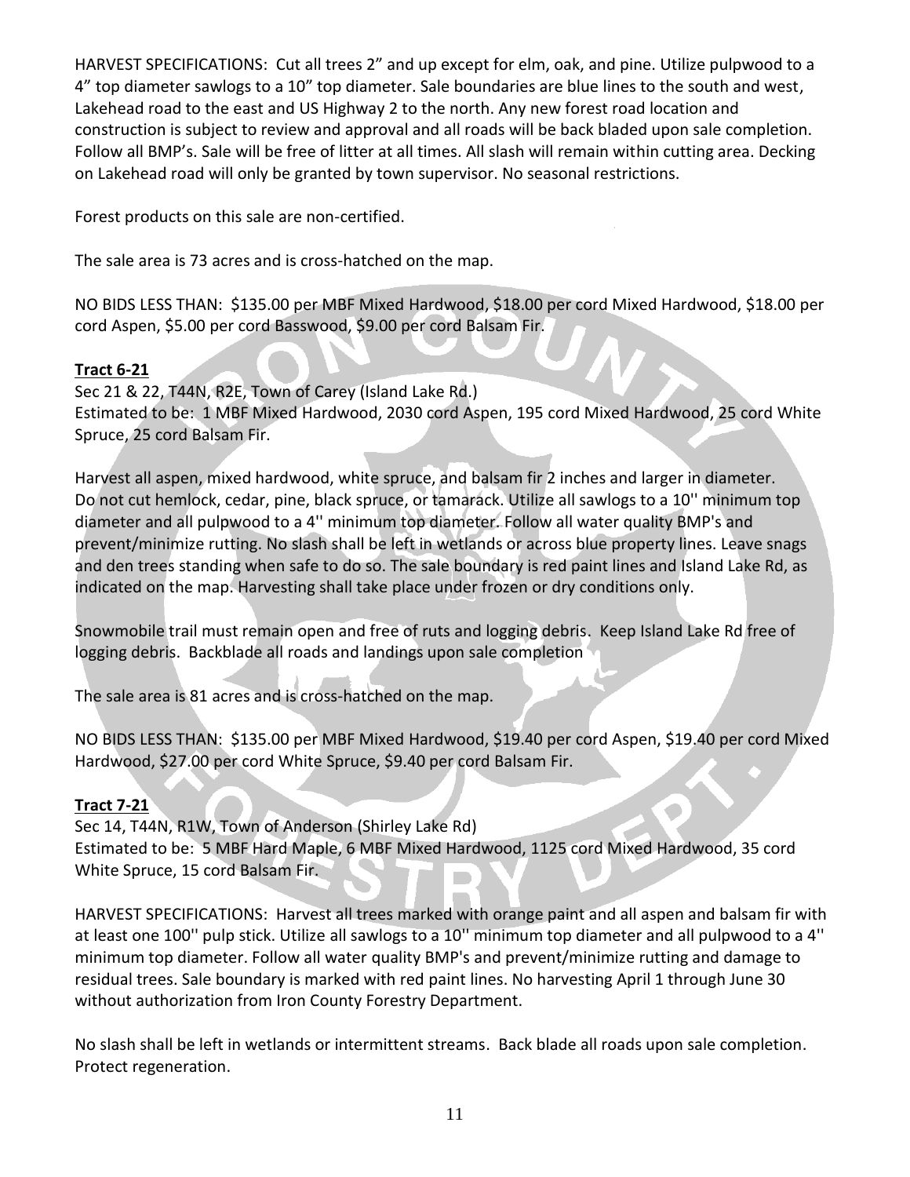HARVEST SPECIFICATIONS: Cut all trees 2" and up except for elm, oak, and pine. Utilize pulpwood to a 4" top diameter sawlogs to a 10" top diameter. Sale boundaries are blue lines to the south and west, Lakehead road to the east and US Highway 2 to the north. Any new forest road location and construction is subject to review and approval and all roads will be back bladed upon sale completion. Follow all BMP's. Sale will be free of litter at all times. All slash will remain within cutting area. Decking on Lakehead road will only be granted by town supervisor. No seasonal restrictions.

Forest products on this sale are non-certified.

The sale area is 73 acres and is cross-hatched on the map.

NO BIDS LESS THAN: $135.00 per MBF Mixed Hardwood, $18.00 per cord Mixed Hardwood, $18.00 per cord Aspen, $5.00 per cord Basswood, $9.00 per cord Balsam Fir.

**Tract 6-21**

Sec 21 & 22, T44N, R2E, Town of Carey (Island Lake Rd.)
Estimated to be: 1 MBF Mixed Hardwood, 2030 cord Aspen, 195 cord Mixed Hardwood, 25 cord White Spruce, 25 cord Balsam Fir.

Harvest all aspen, mixed hardwood, white spruce, and balsam fir 2 inches and larger in diameter. Do not cut hemlock, cedar, pine, black spruce, or tamarack. Utilize all sawlogs to a 10'' minimum top diameter and all pulpwood to a 4'' minimum top diameter. Follow all water quality BMP's and prevent/minimize rutting. No slash shall be left in wetlands or across blue property lines. Leave snags and den trees standing when safe to do so. The sale boundary is red paint lines and Island Lake Rd, as indicated on the map. Harvesting shall take place under frozen or dry conditions only.

Snowmobile trail must remain open and free of ruts and logging debris. Keep Island Lake Rd free of logging debris. Backblade all roads and landings upon sale completion

The sale area is 81 acres and is cross-hatched on the map.

NO BIDS LESS THAN: $135.00 per MBF Mixed Hardwood, $19.40 per cord Aspen, $19.40 per cord Mixed Hardwood, $27.00 per cord White Spruce, $9.40 per cord Balsam Fir.

**Tract 7-21**

Sec 14, T44N, R1W, Town of Anderson (Shirley Lake Rd)
Estimated to be: 5 MBF Hard Maple, 6 MBF Mixed Hardwood, 1125 cord Mixed Hardwood, 35 cord White Spruce, 15 cord Balsam Fir.

HARVEST SPECIFICATIONS: Harvest all trees marked with orange paint and all aspen and balsam fir with at least one 100'' pulp stick. Utilize all sawlogs to a 10'' minimum top diameter and all pulpwood to a 4'' minimum top diameter. Follow all water quality BMP's and prevent/minimize rutting and damage to residual trees. Sale boundary is marked with red paint lines. No harvesting April 1 through June 30 without authorization from Iron County Forestry Department.

No slash shall be left in wetlands or intermittent streams. Back blade all roads upon sale completion. Protect regeneration.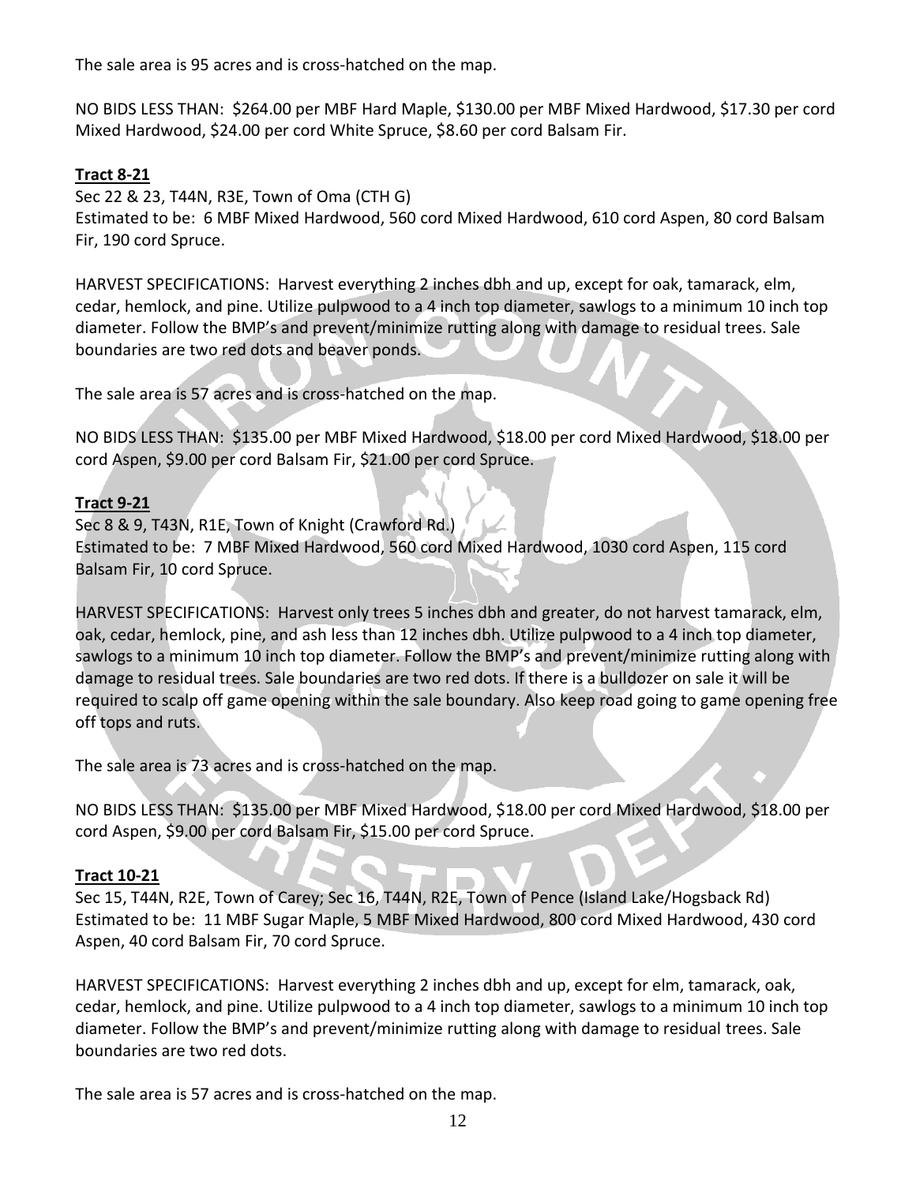The sale area is 95 acres and is cross-hatched on the map.

NO BIDS LESS THAN: $264.00 per MBF Hard Maple, $130.00 per MBF Mixed Hardwood, $17.30 per cord Mixed Hardwood, $24.00 per cord White Spruce, $8.60 per cord Balsam Fir.

**Tract 8-21**

Sec 22 & 23, T44N, R3E, Town of Oma (CTH G)
Estimated to be: 6 MBF Mixed Hardwood, 560 cord Mixed Hardwood, 610 cord Aspen, 80 cord Balsam Fir, 190 cord Spruce.

HARVEST SPECIFICATIONS: Harvest everything 2 inches dbh and up, except for oak, tamarack, elm, cedar, hemlock, and pine. Utilize pulpwood to a 4 inch top diameter, sawlogs to a minimum 10 inch top diameter. Follow the BMP's and prevent/minimize rutting along with damage to residual trees. Sale boundaries are two red dots and beaver ponds.

The sale area is 57 acres and is cross-hatched on the map.

NO BIDS LESS THAN: $135.00 per MBF Mixed Hardwood, $18.00 per cord Mixed Hardwood, $18.00 per cord Aspen, $9.00 per cord Balsam Fir, $21.00 per cord Spruce.

**Tract 9-21**

Sec 8 & 9, T43N, R1E, Town of Knight (Crawford Rd.)
Estimated to be: 7 MBF Mixed Hardwood, 560 cord Mixed Hardwood, 1030 cord Aspen, 115 cord Balsam Fir, 10 cord Spruce.

HARVEST SPECIFICATIONS: Harvest only trees 5 inches dbh and greater, do not harvest tamarack, elm, oak, cedar, hemlock, pine, and ash less than 12 inches dbh. Utilize pulpwood to a 4 inch top diameter, sawlogs to a minimum 10 inch top diameter. Follow the BMP's and prevent/minimize rutting along with damage to residual trees. Sale boundaries are two red dots. If there is a bulldozer on sale it will be required to scalp off game opening within the sale boundary. Also keep road going to game opening free off tops and ruts.

The sale area is 73 acres and is cross-hatched on the map.

NO BIDS LESS THAN: $135.00 per MBF Mixed Hardwood, $18.00 per cord Mixed Hardwood, $18.00 per cord Aspen, $9.00 per cord Balsam Fir, $15.00 per cord Spruce.

**Tract 10-21**

Sec 15, T44N, R2E, Town of Carey; Sec 16, T44N, R2E, Town of Pence (Island Lake/Hogsback Rd)
Estimated to be: 11 MBF Sugar Maple, 5 MBF Mixed Hardwood, 800 cord Mixed Hardwood, 430 cord Aspen, 40 cord Balsam Fir, 70 cord Spruce.

HARVEST SPECIFICATIONS: Harvest everything 2 inches dbh and up, except for elm, tamarack, oak, cedar, hemlock, and pine. Utilize pulpwood to a 4 inch top diameter, sawlogs to a minimum 10 inch top diameter. Follow the BMP's and prevent/minimize rutting along with damage to residual trees. Sale boundaries are two red dots.

The sale area is 57 acres and is cross-hatched on the map.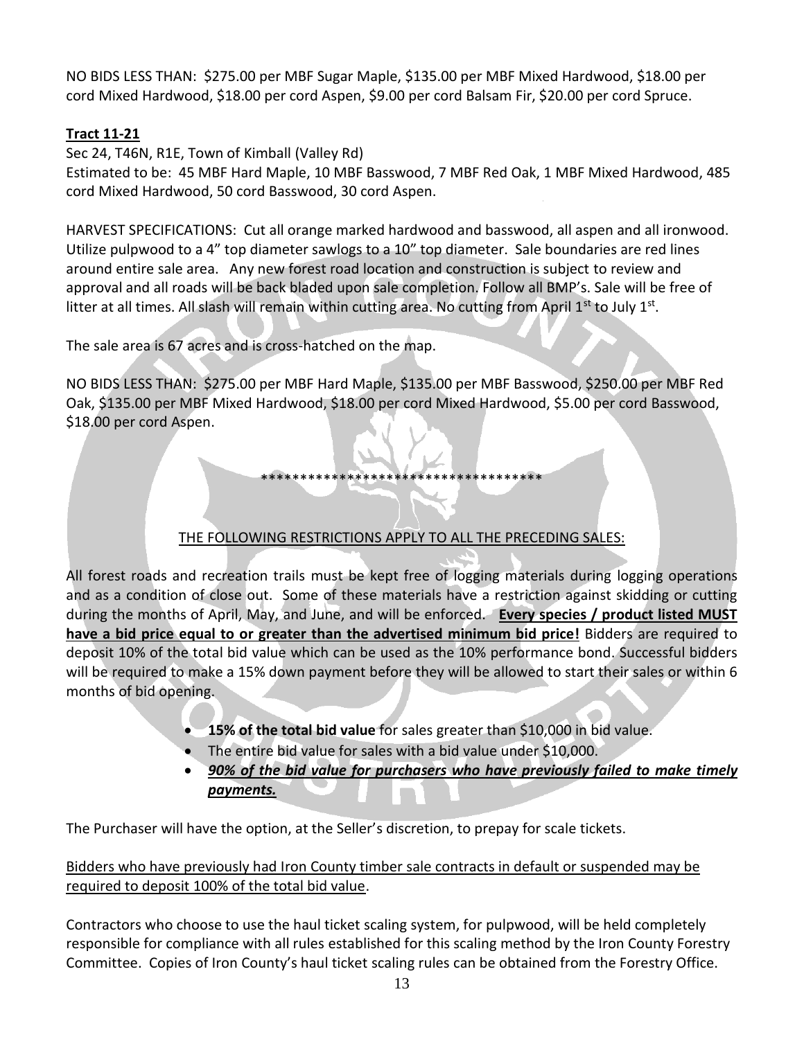NO BIDS LESS THAN: $275.00 per MBF Sugar Maple, $135.00 per MBF Mixed Hardwood, $18.00 per cord Mixed Hardwood, $18.00 per cord Aspen, $9.00 per cord Balsam Fir, $20.00 per cord Spruce.

**Tract 11-21**

Sec 24, T46N, R1E, Town of Kimball (Valley Rd)
Estimated to be: 45 MBF Hard Maple, 10 MBF Basswood, 7 MBF Red Oak, 1 MBF Mixed Hardwood, 485 cord Mixed Hardwood, 50 cord Basswood, 30 cord Aspen.

HARVEST SPECIFICATIONS: Cut all orange marked hardwood and basswood, all aspen and all ironwood. Utilize pulpwood to a 4" top diameter sawlogs to a 10" top diameter. Sale boundaries are red lines around entire sale area. Any new forest road location and construction is subject to review and approval and all roads will be back bladed upon sale completion. Follow all BMP's. Sale will be free of litter at all times. All slash will remain within cutting area. No cutting from April 1st to July 1st.

The sale area is 67 acres and is cross-hatched on the map.

NO BIDS LESS THAN: $275.00 per MBF Hard Maple, $135.00 per MBF Basswood, $250.00 per MBF Red Oak, $135.00 per MBF Mixed Hardwood, $18.00 per cord Mixed Hardwood, $5.00 per cord Basswood, $18.00 per cord Aspen.

************************************

THE FOLLOWING RESTRICTIONS APPLY TO ALL THE PRECEDING SALES:

All forest roads and recreation trails must be kept free of logging materials during logging operations and as a condition of close out. Some of these materials have a restriction against skidding or cutting during the months of April, May, and June, and will be enforced. **Every species / product listed MUST have a bid price equal to or greater than the advertised minimum bid price!** Bidders are required to deposit 10% of the total bid value which can be used as the 10% performance bond. Successful bidders will be required to make a 15% down payment before they will be allowed to start their sales or within 6 months of bid opening.

- **15% of the total bid value** for sales greater than $10,000 in bid value.
- The entire bid value for sales with a bid value under $10,000.
- ***90% of the bid value for purchasers who have previously failed to make timely payments.***

The Purchaser will have the option, at the Seller's discretion, to prepay for scale tickets.

Bidders who have previously had Iron County timber sale contracts in default or suspended may be required to deposit 100% of the total bid value.

Contractors who choose to use the haul ticket scaling system, for pulpwood, will be held completely responsible for compliance with all rules established for this scaling method by the Iron County Forestry Committee. Copies of Iron County's haul ticket scaling rules can be obtained from the Forestry Office.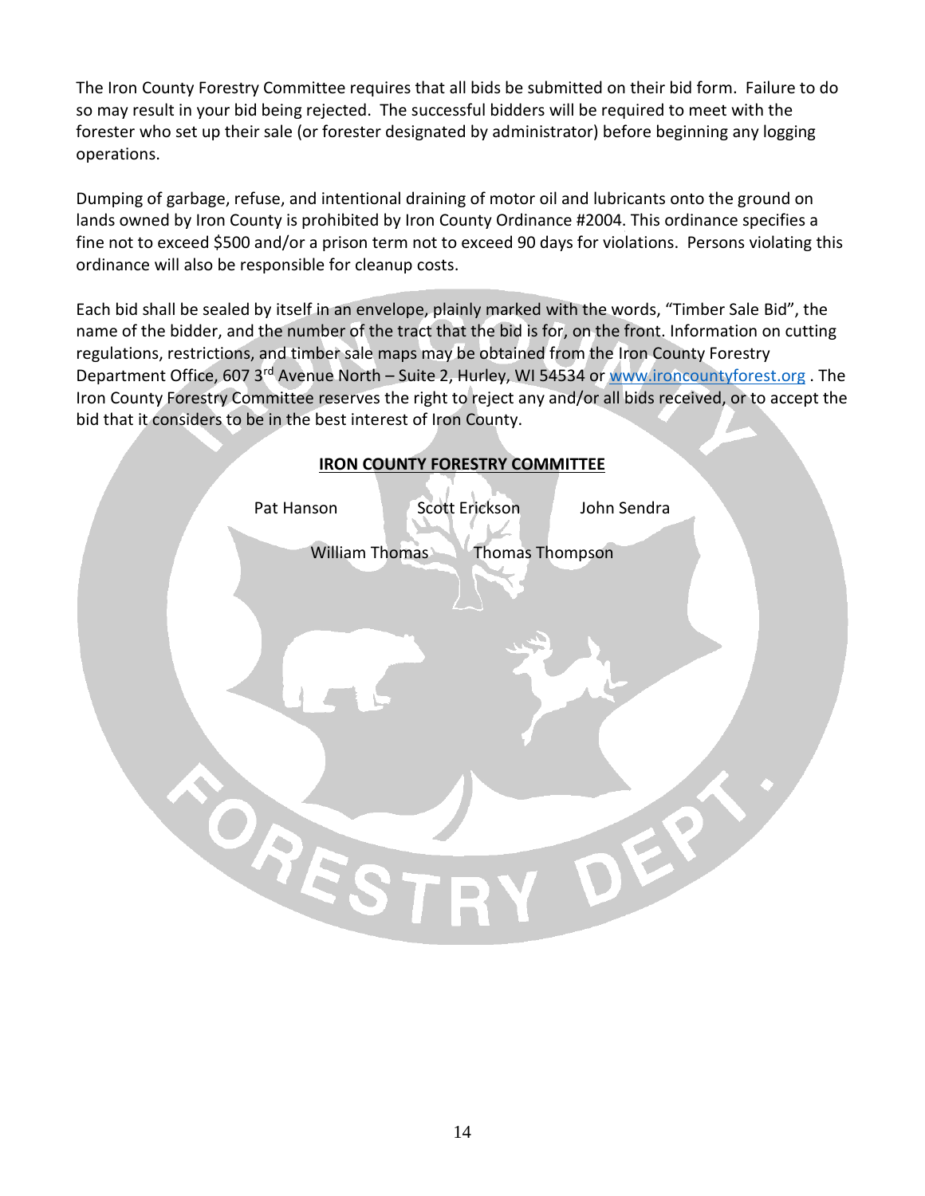The Iron County Forestry Committee requires that all bids be submitted on their bid form. Failure to do so may result in your bid being rejected. The successful bidders will be required to meet with the forester who set up their sale (or forester designated by administrator) before beginning any logging operations.

Dumping of garbage, refuse, and intentional draining of motor oil and lubricants onto the ground on lands owned by Iron County is prohibited by Iron County Ordinance #2004. This ordinance specifies a fine not to exceed $500 and/or a prison term not to exceed 90 days for violations. Persons violating this ordinance will also be responsible for cleanup costs.

Each bid shall be sealed by itself in an envelope, plainly marked with the words, "Timber Sale Bid", the name of the bidder, and the number of the tract that the bid is for, on the front. Information on cutting regulations, restrictions, and timber sale maps may be obtained from the Iron County Forestry Department Office, 607 3rd Avenue North – Suite 2, Hurley, WI 54534 or www.ironcountyforest.org . The Iron County Forestry Committee reserves the right to reject any and/or all bids received, or to accept the bid that it considers to be in the best interest of Iron County.

**IRON COUNTY FORESTRY COMMITTEE**

Pat Hanson     Scott Erickson     John Sendra

William Thomas     Thomas Thompson